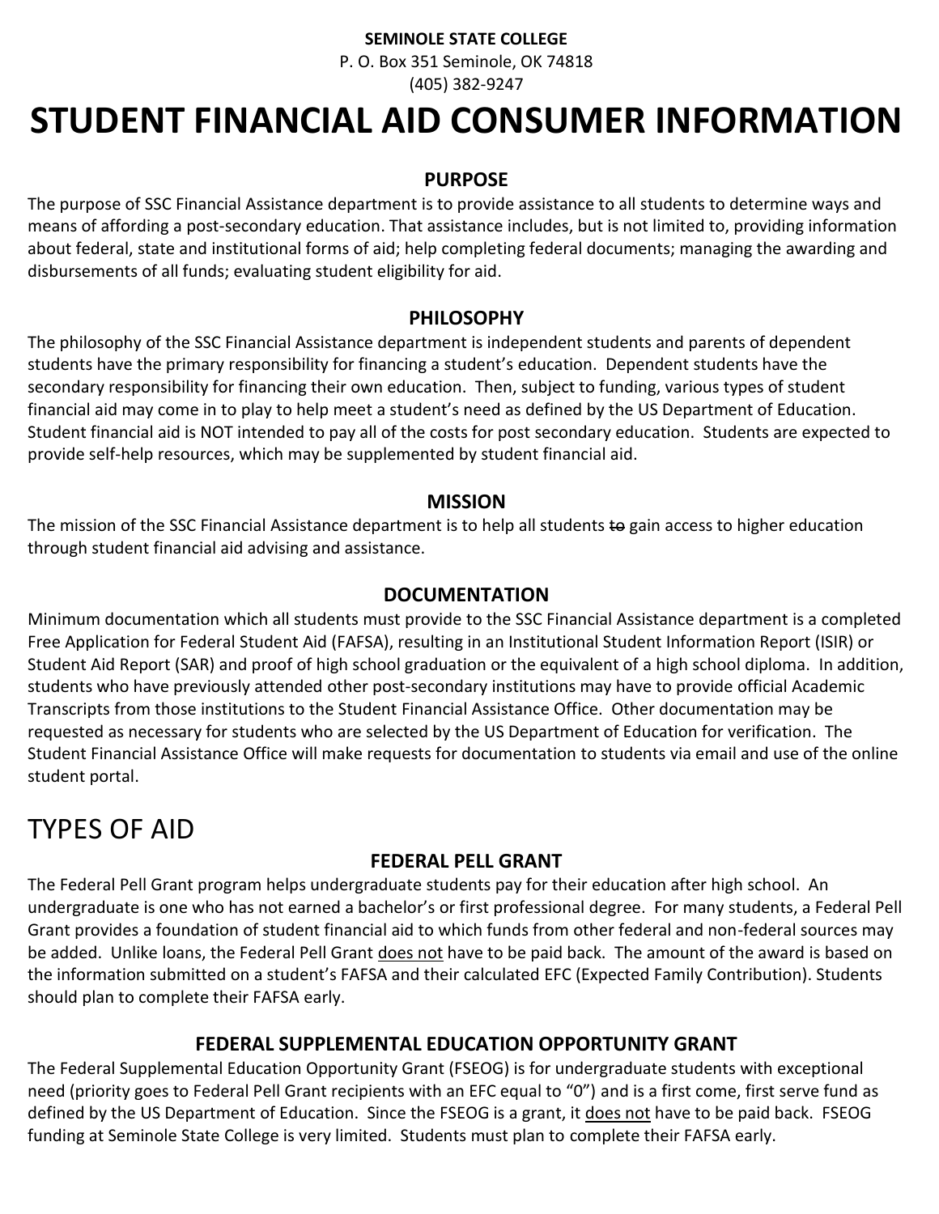**SEMINOLE STATE COLLEGE**

P. O. Box 351 Seminole, OK 74818

(405) 382-9247

# STUDENT FINANCIAL AID CONSUMER INFORMATION

### PURPOSE

The purpose of SSC Financial Assistance department is to provide assistance to all students to determine ways and means of affording a post-secondary education. That assistance includes, but is not limited to, providing information about federal, state and institutional forms of aid; help completing federal documents; managing the awarding and disbursements of all funds; evaluating student eligibility for aid.

### PHILOSOPHY

The philosophy of the SSC Financial Assistance department is independent students and parents of dependent students have the primary responsibility for financing a student's education. Dependent students have the secondary responsibility for financing their own education. Then, subject to funding, various types of student financial aid may come in to play to help meet a student's need as defined by the US Department of Education. Student financial aid is NOT intended to pay all of the costs for post secondary education. Students are expected to provide self-help resources, which may be supplemented by student financial aid.

### MISSION

The mission of the SSC Financial Assistance department is to help all students ~~to~~ gain access to higher education through student financial aid advising and assistance.

### DOCUMENTATION

Minimum documentation which all students must provide to the SSC Financial Assistance department is a completed Free Application for Federal Student Aid (FAFSA), resulting in an Institutional Student Information Report (ISIR) or Student Aid Report (SAR) and proof of high school graduation or the equivalent of a high school diploma. In addition, students who have previously attended other post-secondary institutions may have to provide official Academic Transcripts from those institutions to the Student Financial Assistance Office. Other documentation may be requested as necessary for students who are selected by the US Department of Education for verification. The Student Financial Assistance Office will make requests for documentation to students via email and use of the online student portal.

## TYPES OF AID

### FEDERAL PELL GRANT

The Federal Pell Grant program helps undergraduate students pay for their education after high school. An undergraduate is one who has not earned a bachelor's or first professional degree. For many students, a Federal Pell Grant provides a foundation of student financial aid to which funds from other federal and non-federal sources may be added. Unlike loans, the Federal Pell Grant does not have to be paid back. The amount of the award is based on the information submitted on a student's FAFSA and their calculated EFC (Expected Family Contribution). Students should plan to complete their FAFSA early.

### FEDERAL SUPPLEMENTAL EDUCATION OPPORTUNITY GRANT

The Federal Supplemental Education Opportunity Grant (FSEOG) is for undergraduate students with exceptional need (priority goes to Federal Pell Grant recipients with an EFC equal to "0") and is a first come, first serve fund as defined by the US Department of Education. Since the FSEOG is a grant, it does not have to be paid back. FSEOG funding at Seminole State College is very limited. Students must plan to complete their FAFSA early.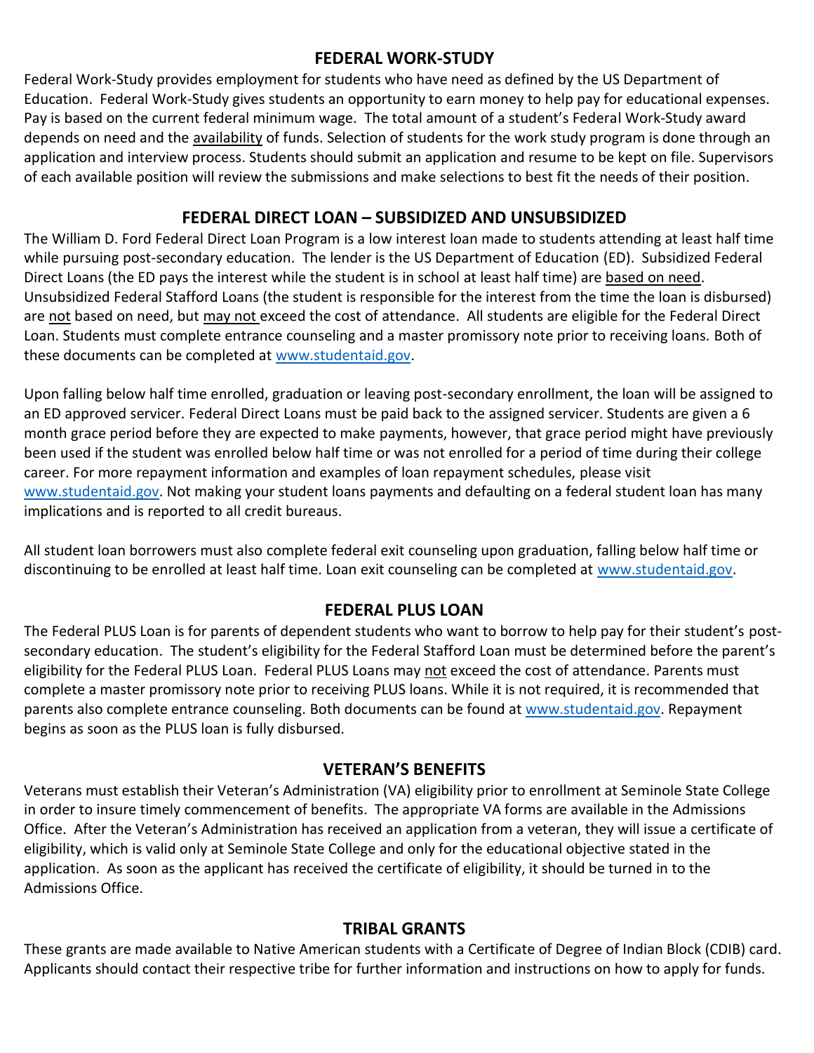## FEDERAL WORK-STUDY

Federal Work-Study provides employment for students who have need as defined by the US Department of Education. Federal Work-Study gives students an opportunity to earn money to help pay for educational expenses. Pay is based on the current federal minimum wage. The total amount of a student's Federal Work-Study award depends on need and the availability of funds. Selection of students for the work study program is done through an application and interview process. Students should submit an application and resume to be kept on file. Supervisors of each available position will review the submissions and make selections to best fit the needs of their position.

## FEDERAL DIRECT LOAN – SUBSIDIZED AND UNSUBSIDIZED

The William D. Ford Federal Direct Loan Program is a low interest loan made to students attending at least half time while pursuing post-secondary education. The lender is the US Department of Education (ED). Subsidized Federal Direct Loans (the ED pays the interest while the student is in school at least half time) are based on need. Unsubsidized Federal Stafford Loans (the student is responsible for the interest from the time the loan is disbursed) are not based on need, but may not exceed the cost of attendance. All students are eligible for the Federal Direct Loan. Students must complete entrance counseling and a master promissory note prior to receiving loans. Both of these documents can be completed at www.studentaid.gov.

Upon falling below half time enrolled, graduation or leaving post-secondary enrollment, the loan will be assigned to an ED approved servicer. Federal Direct Loans must be paid back to the assigned servicer. Students are given a 6 month grace period before they are expected to make payments, however, that grace period might have previously been used if the student was enrolled below half time or was not enrolled for a period of time during their college career. For more repayment information and examples of loan repayment schedules, please visit www.studentaid.gov. Not making your student loans payments and defaulting on a federal student loan has many implications and is reported to all credit bureaus.

All student loan borrowers must also complete federal exit counseling upon graduation, falling below half time or discontinuing to be enrolled at least half time. Loan exit counseling can be completed at www.studentaid.gov.

## FEDERAL PLUS LOAN

The Federal PLUS Loan is for parents of dependent students who want to borrow to help pay for their student's post-secondary education. The student's eligibility for the Federal Stafford Loan must be determined before the parent's eligibility for the Federal PLUS Loan. Federal PLUS Loans may not exceed the cost of attendance. Parents must complete a master promissory note prior to receiving PLUS loans. While it is not required, it is recommended that parents also complete entrance counseling. Both documents can be found at www.studentaid.gov. Repayment begins as soon as the PLUS loan is fully disbursed.

## VETERAN'S BENEFITS

Veterans must establish their Veteran's Administration (VA) eligibility prior to enrollment at Seminole State College in order to insure timely commencement of benefits. The appropriate VA forms are available in the Admissions Office. After the Veteran's Administration has received an application from a veteran, they will issue a certificate of eligibility, which is valid only at Seminole State College and only for the educational objective stated in the application. As soon as the applicant has received the certificate of eligibility, it should be turned in to the Admissions Office.

## TRIBAL GRANTS

These grants are made available to Native American students with a Certificate of Degree of Indian Block (CDIB) card. Applicants should contact their respective tribe for further information and instructions on how to apply for funds.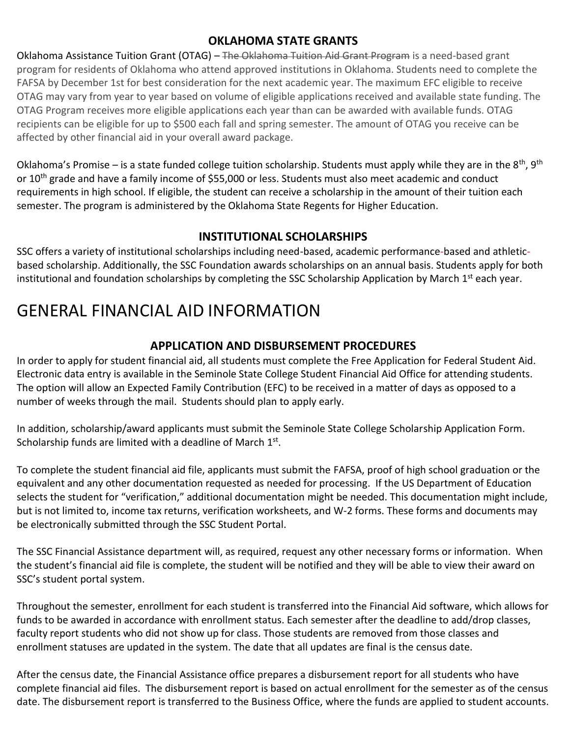### OKLAHOMA STATE GRANTS

Oklahoma Assistance Tuition Grant (OTAG) – ~~The Oklahoma Tuition Aid Grant Program~~ is a need-based grant program for residents of Oklahoma who attend approved institutions in Oklahoma. Students need to complete the FAFSA by December 1st for best consideration for the next academic year. The maximum EFC eligible to receive OTAG may vary from year to year based on volume of eligible applications received and available state funding. The OTAG Program receives more eligible applications each year than can be awarded with available funds. OTAG recipients can be eligible for up to $500 each fall and spring semester. The amount of OTAG you receive can be affected by other financial aid in your overall award package.

Oklahoma's Promise – is a state funded college tuition scholarship. Students must apply while they are in the 8th, 9th or 10th grade and have a family income of $55,000 or less. Students must also meet academic and conduct requirements in high school. If eligible, the student can receive a scholarship in the amount of their tuition each semester. The program is administered by the Oklahoma State Regents for Higher Education.

### INSTITUTIONAL SCHOLARSHIPS

SSC offers a variety of institutional scholarships including need-based, academic performance-based and athletic-based scholarship. Additionally, the SSC Foundation awards scholarships on an annual basis. Students apply for both institutional and foundation scholarships by completing the SSC Scholarship Application by March 1st each year.

# GENERAL FINANCIAL AID INFORMATION

### APPLICATION AND DISBURSEMENT PROCEDURES

In order to apply for student financial aid, all students must complete the Free Application for Federal Student Aid. Electronic data entry is available in the Seminole State College Student Financial Aid Office for attending students. The option will allow an Expected Family Contribution (EFC) to be received in a matter of days as opposed to a number of weeks through the mail. Students should plan to apply early.

In addition, scholarship/award applicants must submit the Seminole State College Scholarship Application Form. Scholarship funds are limited with a deadline of March 1st.

To complete the student financial aid file, applicants must submit the FAFSA, proof of high school graduation or the equivalent and any other documentation requested as needed for processing. If the US Department of Education selects the student for "verification," additional documentation might be needed. This documentation might include, but is not limited to, income tax returns, verification worksheets, and W-2 forms. These forms and documents may be electronically submitted through the SSC Student Portal.

The SSC Financial Assistance department will, as required, request any other necessary forms or information. When the student's financial aid file is complete, the student will be notified and they will be able to view their award on SSC's student portal system.

Throughout the semester, enrollment for each student is transferred into the Financial Aid software, which allows for funds to be awarded in accordance with enrollment status. Each semester after the deadline to add/drop classes, faculty report students who did not show up for class. Those students are removed from those classes and enrollment statuses are updated in the system. The date that all updates are final is the census date.

After the census date, the Financial Assistance office prepares a disbursement report for all students who have complete financial aid files. The disbursement report is based on actual enrollment for the semester as of the census date. The disbursement report is transferred to the Business Office, where the funds are applied to student accounts.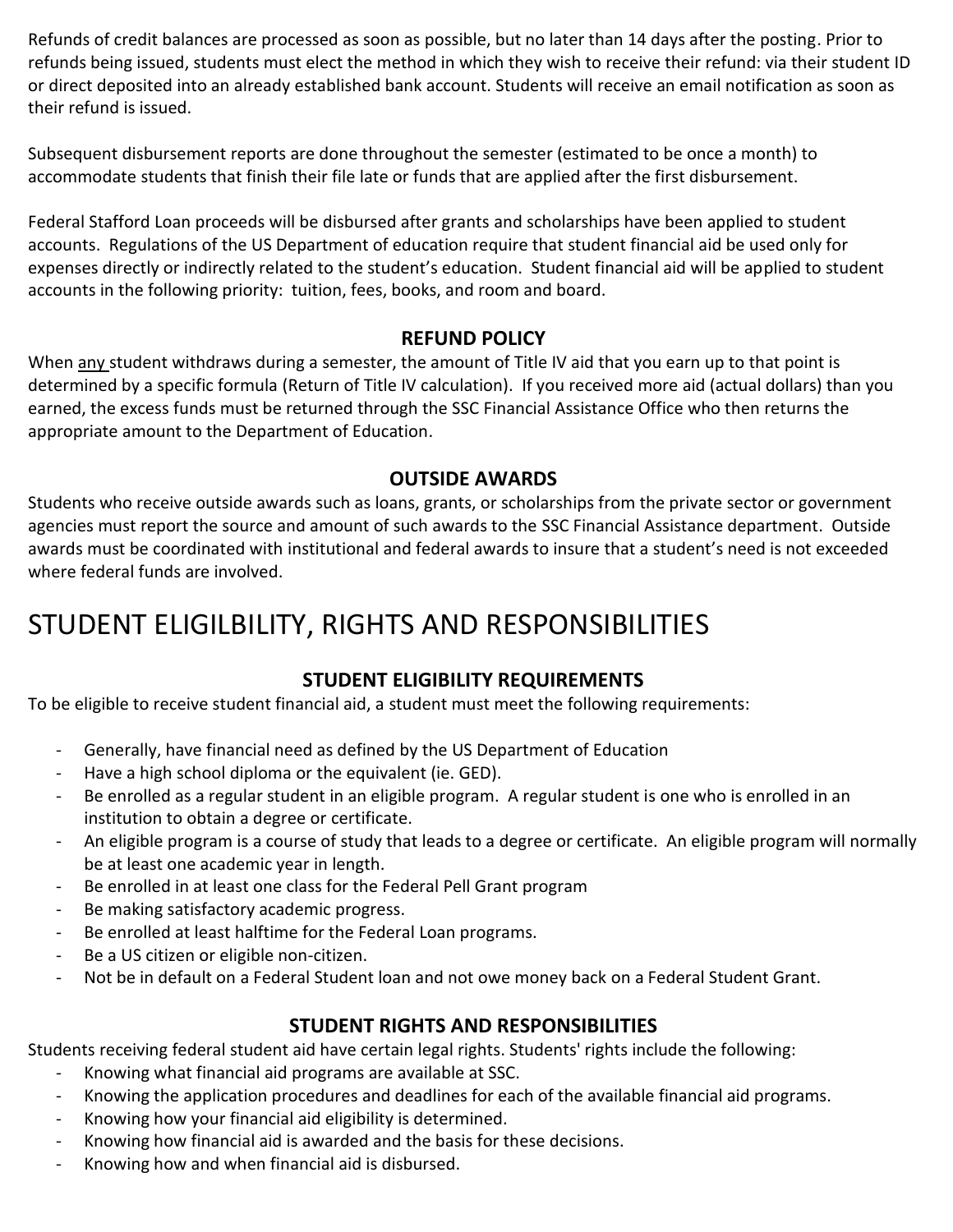Refunds of credit balances are processed as soon as possible, but no later than 14 days after the posting. Prior to refunds being issued, students must elect the method in which they wish to receive their refund: via their student ID or direct deposited into an already established bank account. Students will receive an email notification as soon as their refund is issued.

Subsequent disbursement reports are done throughout the semester (estimated to be once a month) to accommodate students that finish their file late or funds that are applied after the first disbursement.

Federal Stafford Loan proceeds will be disbursed after grants and scholarships have been applied to student accounts. Regulations of the US Department of education require that student financial aid be used only for expenses directly or indirectly related to the student's education. Student financial aid will be applied to student accounts in the following priority: tuition, fees, books, and room and board.

### REFUND POLICY

When <u>any</u> student withdraws during a semester, the amount of Title IV aid that you earn up to that point is determined by a specific formula (Return of Title IV calculation). If you received more aid (actual dollars) than you earned, the excess funds must be returned through the SSC Financial Assistance Office who then returns the appropriate amount to the Department of Education.

### OUTSIDE AWARDS

Students who receive outside awards such as loans, grants, or scholarships from the private sector or government agencies must report the source and amount of such awards to the SSC Financial Assistance department. Outside awards must be coordinated with institutional and federal awards to insure that a student's need is not exceeded where federal funds are involved.

## STUDENT ELIGILBILITY, RIGHTS AND RESPONSIBILITIES

### STUDENT ELIGIBILITY REQUIREMENTS

To be eligible to receive student financial aid, a student must meet the following requirements:

- Generally, have financial need as defined by the US Department of Education
- Have a high school diploma or the equivalent (ie. GED).
- Be enrolled as a regular student in an eligible program. A regular student is one who is enrolled in an institution to obtain a degree or certificate.
- An eligible program is a course of study that leads to a degree or certificate. An eligible program will normally be at least one academic year in length.
- Be enrolled in at least one class for the Federal Pell Grant program
- Be making satisfactory academic progress.
- Be enrolled at least halftime for the Federal Loan programs.
- Be a US citizen or eligible non-citizen.
- Not be in default on a Federal Student loan and not owe money back on a Federal Student Grant.

### STUDENT RIGHTS AND RESPONSIBILITIES

Students receiving federal student aid have certain legal rights. Students' rights include the following:

- Knowing what financial aid programs are available at SSC.
- Knowing the application procedures and deadlines for each of the available financial aid programs.
- Knowing how your financial aid eligibility is determined.
- Knowing how financial aid is awarded and the basis for these decisions.
- Knowing how and when financial aid is disbursed.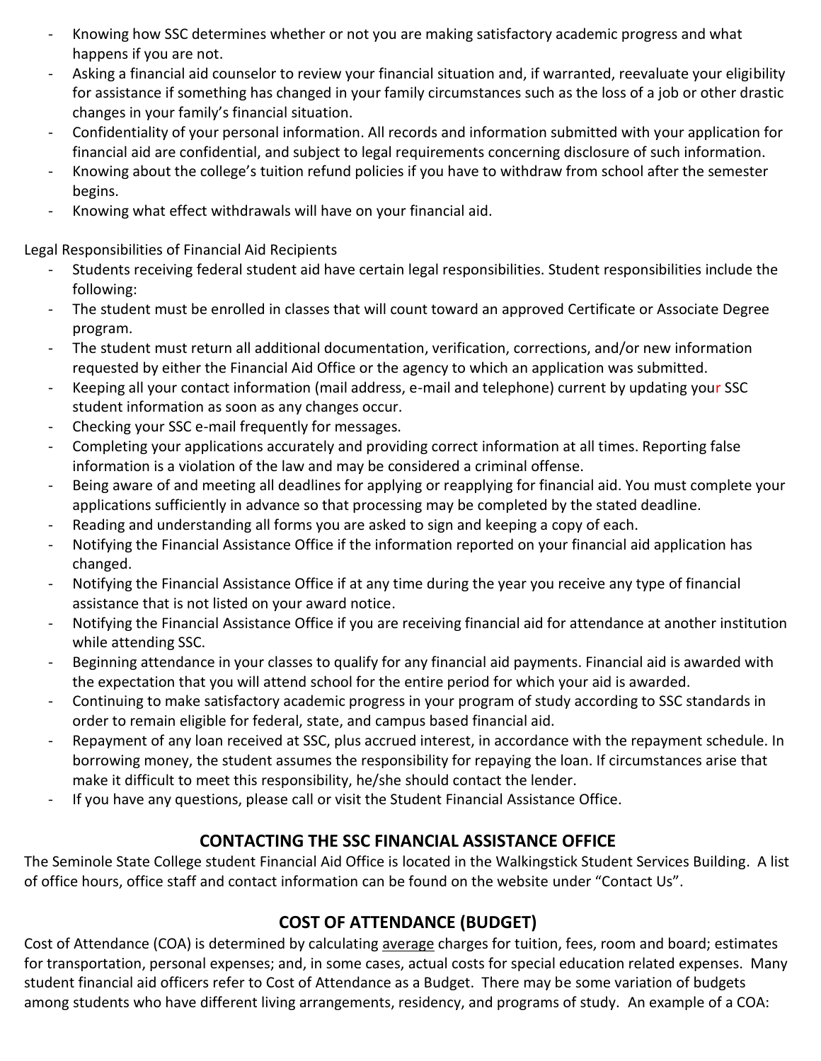- Knowing how SSC determines whether or not you are making satisfactory academic progress and what happens if you are not.
- Asking a financial aid counselor to review your financial situation and, if warranted, reevaluate your eligibility for assistance if something has changed in your family circumstances such as the loss of a job or other drastic changes in your family's financial situation.
- Confidentiality of your personal information. All records and information submitted with your application for financial aid are confidential, and subject to legal requirements concerning disclosure of such information.
- Knowing about the college's tuition refund policies if you have to withdraw from school after the semester begins.
- Knowing what effect withdrawals will have on your financial aid.

Legal Responsibilities of Financial Aid Recipients

- Students receiving federal student aid have certain legal responsibilities. Student responsibilities include the following:
- The student must be enrolled in classes that will count toward an approved Certificate or Associate Degree program.
- The student must return all additional documentation, verification, corrections, and/or new information requested by either the Financial Aid Office or the agency to which an application was submitted.
- Keeping all your contact information (mail address, e-mail and telephone) current by updating your SSC student information as soon as any changes occur.
- Checking your SSC e-mail frequently for messages.
- Completing your applications accurately and providing correct information at all times. Reporting false information is a violation of the law and may be considered a criminal offense.
- Being aware of and meeting all deadlines for applying or reapplying for financial aid. You must complete your applications sufficiently in advance so that processing may be completed by the stated deadline.
- Reading and understanding all forms you are asked to sign and keeping a copy of each.
- Notifying the Financial Assistance Office if the information reported on your financial aid application has changed.
- Notifying the Financial Assistance Office if at any time during the year you receive any type of financial assistance that is not listed on your award notice.
- Notifying the Financial Assistance Office if you are receiving financial aid for attendance at another institution while attending SSC.
- Beginning attendance in your classes to qualify for any financial aid payments. Financial aid is awarded with the expectation that you will attend school for the entire period for which your aid is awarded.
- Continuing to make satisfactory academic progress in your program of study according to SSC standards in order to remain eligible for federal, state, and campus based financial aid.
- Repayment of any loan received at SSC, plus accrued interest, in accordance with the repayment schedule. In borrowing money, the student assumes the responsibility for repaying the loan. If circumstances arise that make it difficult to meet this responsibility, he/she should contact the lender.
- If you have any questions, please call or visit the Student Financial Assistance Office.

## CONTACTING THE SSC FINANCIAL ASSISTANCE OFFICE

The Seminole State College student Financial Aid Office is located in the Walkingstick Student Services Building. A list of office hours, office staff and contact information can be found on the website under "Contact Us".

## COST OF ATTENDANCE (BUDGET)

Cost of Attendance (COA) is determined by calculating average charges for tuition, fees, room and board; estimates for transportation, personal expenses; and, in some cases, actual costs for special education related expenses. Many student financial aid officers refer to Cost of Attendance as a Budget. There may be some variation of budgets among students who have different living arrangements, residency, and programs of study. An example of a COA: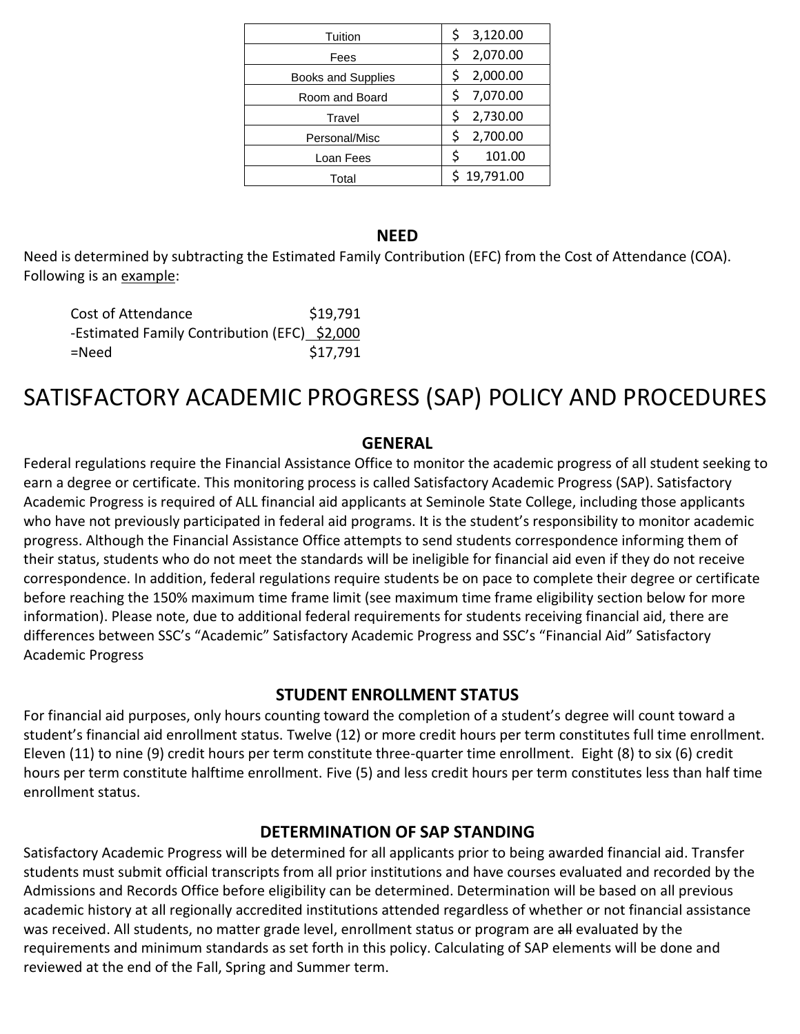| Item | Amount |
|---|---|
| Tuition | $ 3,120.00 |
| Fees | $ 2,070.00 |
| Books and Supplies | $ 2,000.00 |
| Room and Board | $ 7,070.00 |
| Travel | $ 2,730.00 |
| Personal/Misc | $ 2,700.00 |
| Loan Fees | $ 101.00 |
| Total | $ 19,791.00 |

### NEED

Need is determined by subtracting the Estimated Family Contribution (EFC) from the Cost of Attendance (COA). Following is an example:

| | |
|---|---|
| Cost of Attendance | $19,791 |
| -Estimated Family Contribution (EFC) | $2,000 |
| =Need | $17,791 |

# SATISFACTORY ACADEMIC PROGRESS (SAP) POLICY AND PROCEDURES

### GENERAL

Federal regulations require the Financial Assistance Office to monitor the academic progress of all student seeking to earn a degree or certificate. This monitoring process is called Satisfactory Academic Progress (SAP). Satisfactory Academic Progress is required of ALL financial aid applicants at Seminole State College, including those applicants who have not previously participated in federal aid programs. It is the student's responsibility to monitor academic progress. Although the Financial Assistance Office attempts to send students correspondence informing them of their status, students who do not meet the standards will be ineligible for financial aid even if they do not receive correspondence. In addition, federal regulations require students be on pace to complete their degree or certificate before reaching the 150% maximum time frame limit (see maximum time frame eligibility section below for more information). Please note, due to additional federal requirements for students receiving financial aid, there are differences between SSC's "Academic" Satisfactory Academic Progress and SSC's "Financial Aid" Satisfactory Academic Progress

### STUDENT ENROLLMENT STATUS

For financial aid purposes, only hours counting toward the completion of a student's degree will count toward a student's financial aid enrollment status. Twelve (12) or more credit hours per term constitutes full time enrollment. Eleven (11) to nine (9) credit hours per term constitute three-quarter time enrollment. Eight (8) to six (6) credit hours per term constitute halftime enrollment. Five (5) and less credit hours per term constitutes less than half time enrollment status.

### DETERMINATION OF SAP STANDING

Satisfactory Academic Progress will be determined for all applicants prior to being awarded financial aid. Transfer students must submit official transcripts from all prior institutions and have courses evaluated and recorded by the Admissions and Records Office before eligibility can be determined. Determination will be based on all previous academic history at all regionally accredited institutions attended regardless of whether or not financial assistance was received. All students, no matter grade level, enrollment status or program are ~~all~~ evaluated by the requirements and minimum standards as set forth in this policy. Calculating of SAP elements will be done and reviewed at the end of the Fall, Spring and Summer term.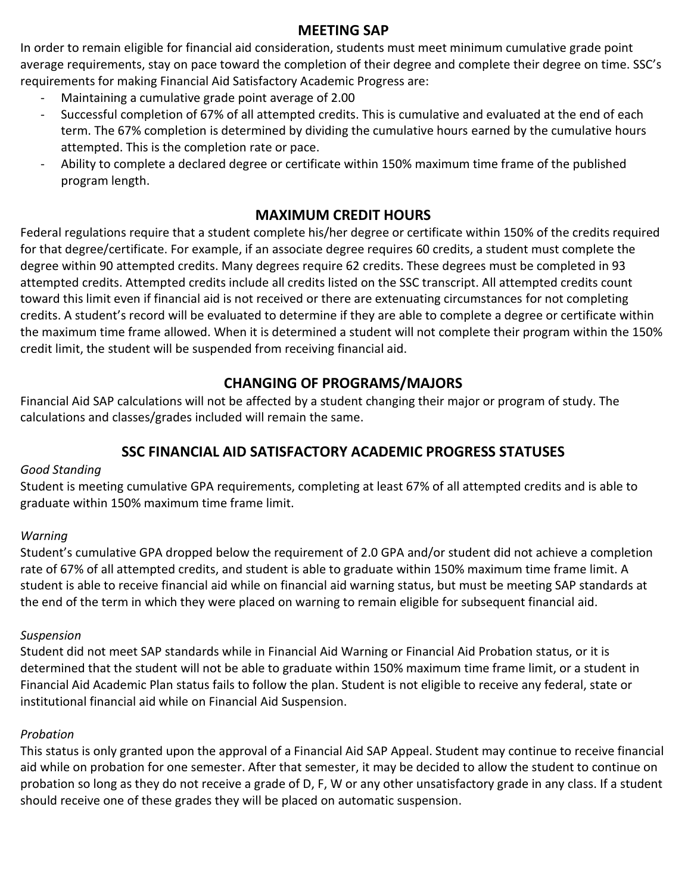## MEETING SAP

In order to remain eligible for financial aid consideration, students must meet minimum cumulative grade point average requirements, stay on pace toward the completion of their degree and complete their degree on time. SSC's requirements for making Financial Aid Satisfactory Academic Progress are:

- Maintaining a cumulative grade point average of 2.00
- Successful completion of 67% of all attempted credits. This is cumulative and evaluated at the end of each term. The 67% completion is determined by dividing the cumulative hours earned by the cumulative hours attempted. This is the completion rate or pace.
- Ability to complete a declared degree or certificate within 150% maximum time frame of the published program length.

## MAXIMUM CREDIT HOURS

Federal regulations require that a student complete his/her degree or certificate within 150% of the credits required for that degree/certificate. For example, if an associate degree requires 60 credits, a student must complete the degree within 90 attempted credits. Many degrees require 62 credits. These degrees must be completed in 93 attempted credits. Attempted credits include all credits listed on the SSC transcript. All attempted credits count toward this limit even if financial aid is not received or there are extenuating circumstances for not completing credits. A student's record will be evaluated to determine if they are able to complete a degree or certificate within the maximum time frame allowed. When it is determined a student will not complete their program within the 150% credit limit, the student will be suspended from receiving financial aid.

## CHANGING OF PROGRAMS/MAJORS

Financial Aid SAP calculations will not be affected by a student changing their major or program of study. The calculations and classes/grades included will remain the same.

## SSC FINANCIAL AID SATISFACTORY ACADEMIC PROGRESS STATUSES

*Good Standing*

Student is meeting cumulative GPA requirements, completing at least 67% of all attempted credits and is able to graduate within 150% maximum time frame limit.

*Warning*

Student's cumulative GPA dropped below the requirement of 2.0 GPA and/or student did not achieve a completion rate of 67% of all attempted credits, and student is able to graduate within 150% maximum time frame limit. A student is able to receive financial aid while on financial aid warning status, but must be meeting SAP standards at the end of the term in which they were placed on warning to remain eligible for subsequent financial aid.

*Suspension*

Student did not meet SAP standards while in Financial Aid Warning or Financial Aid Probation status, or it is determined that the student will not be able to graduate within 150% maximum time frame limit, or a student in Financial Aid Academic Plan status fails to follow the plan. Student is not eligible to receive any federal, state or institutional financial aid while on Financial Aid Suspension.

*Probation*

This status is only granted upon the approval of a Financial Aid SAP Appeal. Student may continue to receive financial aid while on probation for one semester. After that semester, it may be decided to allow the student to continue on probation so long as they do not receive a grade of D, F, W or any other unsatisfactory grade in any class. If a student should receive one of these grades they will be placed on automatic suspension.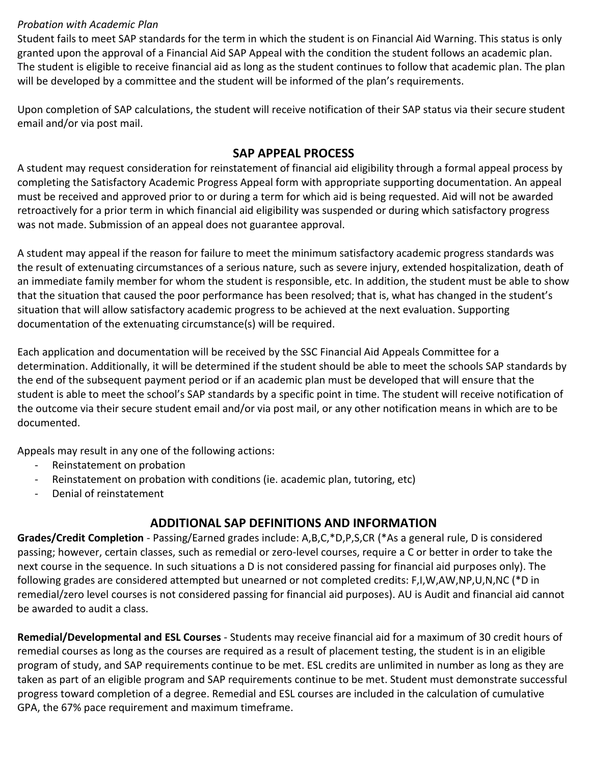*Probation with Academic Plan*

Student fails to meet SAP standards for the term in which the student is on Financial Aid Warning. This status is only granted upon the approval of a Financial Aid SAP Appeal with the condition the student follows an academic plan. The student is eligible to receive financial aid as long as the student continues to follow that academic plan. The plan will be developed by a committee and the student will be informed of the plan's requirements.

Upon completion of SAP calculations, the student will receive notification of their SAP status via their secure student email and/or via post mail.

## SAP APPEAL PROCESS

A student may request consideration for reinstatement of financial aid eligibility through a formal appeal process by completing the Satisfactory Academic Progress Appeal form with appropriate supporting documentation. An appeal must be received and approved prior to or during a term for which aid is being requested. Aid will not be awarded retroactively for a prior term in which financial aid eligibility was suspended or during which satisfactory progress was not made. Submission of an appeal does not guarantee approval.

A student may appeal if the reason for failure to meet the minimum satisfactory academic progress standards was the result of extenuating circumstances of a serious nature, such as severe injury, extended hospitalization, death of an immediate family member for whom the student is responsible, etc. In addition, the student must be able to show that the situation that caused the poor performance has been resolved; that is, what has changed in the student's situation that will allow satisfactory academic progress to be achieved at the next evaluation. Supporting documentation of the extenuating circumstance(s) will be required.

Each application and documentation will be received by the SSC Financial Aid Appeals Committee for a determination. Additionally, it will be determined if the student should be able to meet the schools SAP standards by the end of the subsequent payment period or if an academic plan must be developed that will ensure that the student is able to meet the school's SAP standards by a specific point in time. The student will receive notification of the outcome via their secure student email and/or via post mail, or any other notification means in which are to be documented.

Appeals may result in any one of the following actions:

- Reinstatement on probation
- Reinstatement on probation with conditions (ie. academic plan, tutoring, etc)
- Denial of reinstatement

## ADDITIONAL SAP DEFINITIONS AND INFORMATION

**Grades/Credit Completion** - Passing/Earned grades include: A,B,C,*D,P,S,CR (*As a general rule, D is considered passing; however, certain classes, such as remedial or zero-level courses, require a C or better in order to take the next course in the sequence. In such situations a D is not considered passing for financial aid purposes only). The following grades are considered attempted but unearned or not completed credits: F,I,W,AW,NP,U,N,NC (*D in remedial/zero level courses is not considered passing for financial aid purposes). AU is Audit and financial aid cannot be awarded to audit a class.

**Remedial/Developmental and ESL Courses** - Students may receive financial aid for a maximum of 30 credit hours of remedial courses as long as the courses are required as a result of placement testing, the student is in an eligible program of study, and SAP requirements continue to be met. ESL credits are unlimited in number as long as they are taken as part of an eligible program and SAP requirements continue to be met. Student must demonstrate successful progress toward completion of a degree. Remedial and ESL courses are included in the calculation of cumulative GPA, the 67% pace requirement and maximum timeframe.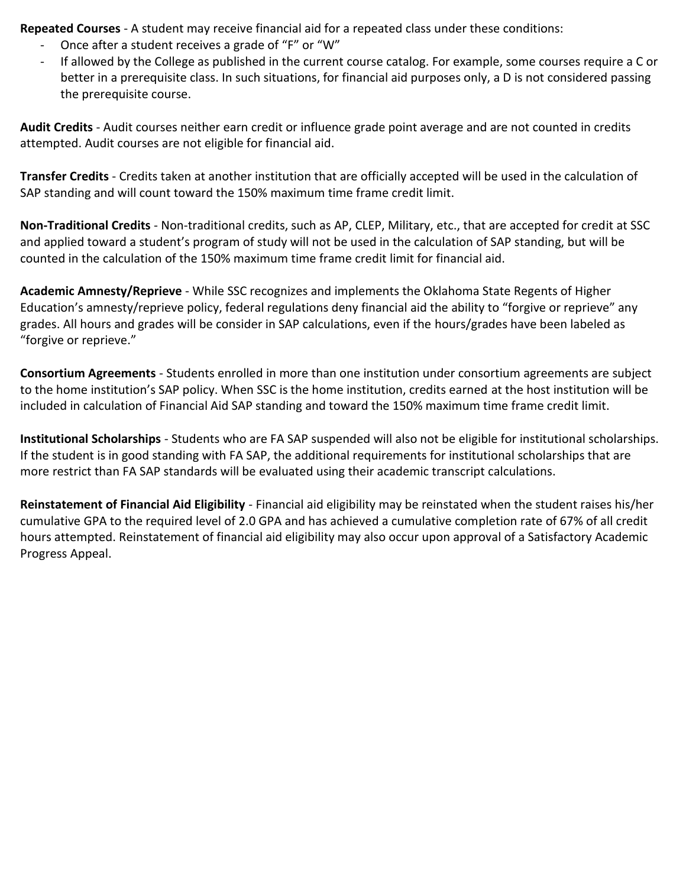**Repeated Courses** - A student may receive financial aid for a repeated class under these conditions:

- Once after a student receives a grade of "F" or "W"
- If allowed by the College as published in the current course catalog. For example, some courses require a C or better in a prerequisite class. In such situations, for financial aid purposes only, a D is not considered passing the prerequisite course.

**Audit Credits** - Audit courses neither earn credit or influence grade point average and are not counted in credits attempted. Audit courses are not eligible for financial aid.

**Transfer Credits** - Credits taken at another institution that are officially accepted will be used in the calculation of SAP standing and will count toward the 150% maximum time frame credit limit.

**Non-Traditional Credits** - Non-traditional credits, such as AP, CLEP, Military, etc., that are accepted for credit at SSC and applied toward a student's program of study will not be used in the calculation of SAP standing, but will be counted in the calculation of the 150% maximum time frame credit limit for financial aid.

**Academic Amnesty/Reprieve** - While SSC recognizes and implements the Oklahoma State Regents of Higher Education's amnesty/reprieve policy, federal regulations deny financial aid the ability to "forgive or reprieve" any grades. All hours and grades will be consider in SAP calculations, even if the hours/grades have been labeled as "forgive or reprieve."

**Consortium Agreements** - Students enrolled in more than one institution under consortium agreements are subject to the home institution's SAP policy. When SSC is the home institution, credits earned at the host institution will be included in calculation of Financial Aid SAP standing and toward the 150% maximum time frame credit limit.

**Institutional Scholarships** - Students who are FA SAP suspended will also not be eligible for institutional scholarships. If the student is in good standing with FA SAP, the additional requirements for institutional scholarships that are more restrict than FA SAP standards will be evaluated using their academic transcript calculations.

**Reinstatement of Financial Aid Eligibility** - Financial aid eligibility may be reinstated when the student raises his/her cumulative GPA to the required level of 2.0 GPA and has achieved a cumulative completion rate of 67% of all credit hours attempted. Reinstatement of financial aid eligibility may also occur upon approval of a Satisfactory Academic Progress Appeal.